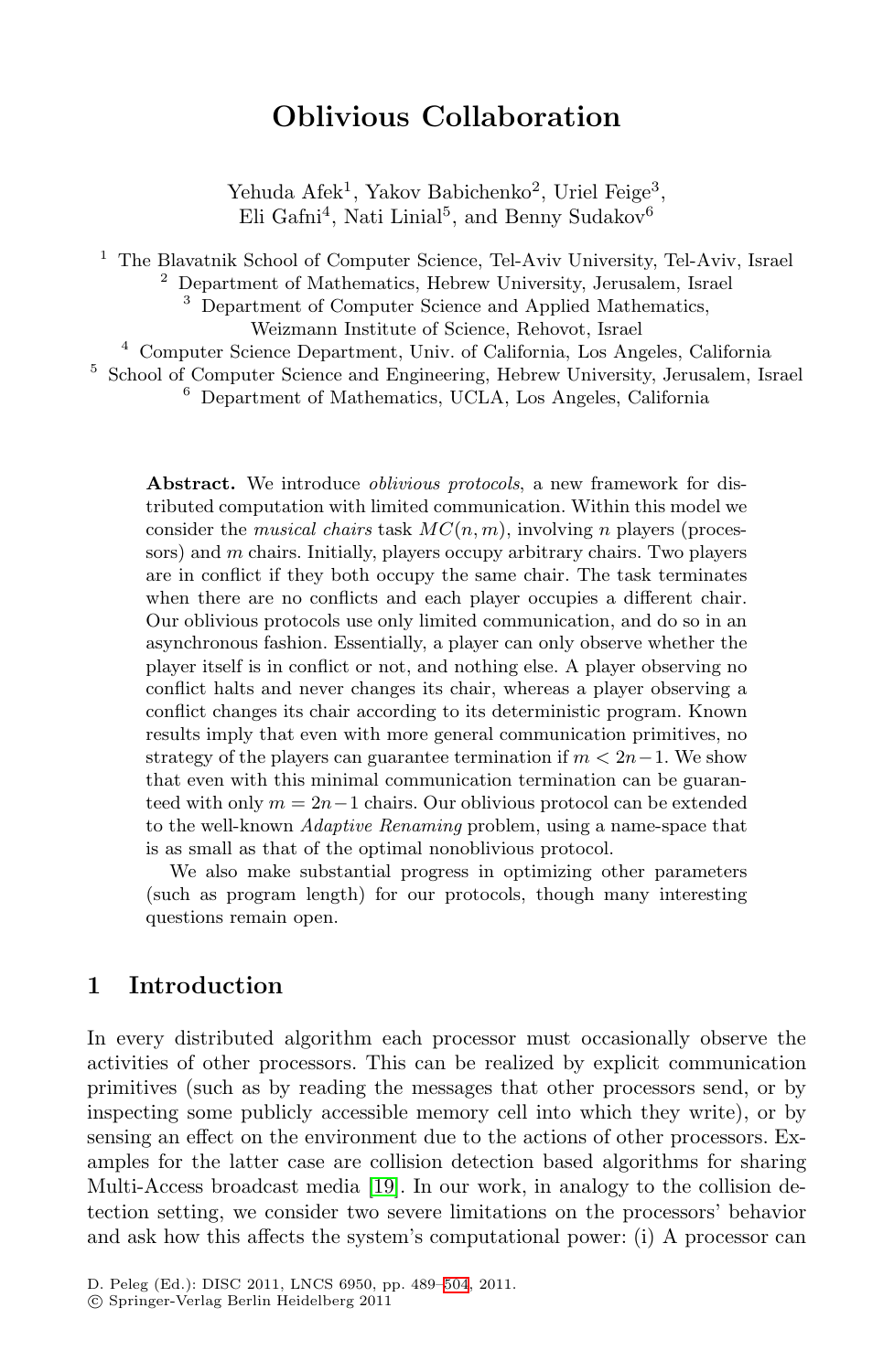# Oblivious Collaboration

Yehuda Afek[1], Yakov Babichenko[2], Uriel Feige[3], Eli Gafni[4], Nati Linial[5], and Benny Sudakov[6]

[1] The Blavatnik School of Computer Science, Tel-Aviv University, Tel-Aviv, Israel
[2] Department of Mathematics, Hebrew University, Jerusalem, Israel
[3] Department of Computer Science and Applied Mathematics, Weizmann Institute of Science, Rehovot, Israel
[4] Computer Science Department, Univ. of California, Los Angeles, California
[5] School of Computer Science and Engineering, Hebrew University, Jerusalem, Israel
[6] Department of Mathematics, UCLA, Los Angeles, California

**Abstract.** We introduce *oblivious protocols*, a new framework for distributed computation with limited communication. Within this model we consider the *musical chairs* task $MC(n, m)$, involving $n$ players (processors) and $m$ chairs. Initially, players occupy arbitrary chairs. Two players are in conflict if they both occupy the same chair. The task terminates when there are no conflicts and each player occupies a different chair. Our oblivious protocols use only limited communication, and do so in an asynchronous fashion. Essentially, a player can only observe whether the player itself is in conflict or not, and nothing else. A player observing no conflict halts and never changes its chair, whereas a player observing a conflict changes its chair according to its deterministic program. Known results imply that even with more general communication primitives, no strategy of the players can guarantee termination if $m < 2n-1$. We show that even with this minimal communication termination can be guaranteed with only $m = 2n-1$ chairs. Our oblivious protocol can be extended to the well-known *Adaptive Renaming* problem, using a name-space that is as small as that of the optimal nonoblivious protocol.

We also make substantial progress in optimizing other parameters (such as program length) for our protocols, though many interesting questions remain open.

## 1 Introduction

In every distributed algorithm each processor must occasionally observe the activities of other processors. This can be realized by explicit communication primitives (such as by reading the messages that other processors send, or by inspecting some publicly accessible memory cell into which they write), or by sensing an effect on the environment due to the actions of other processors. Examples for the latter case are collision detection based algorithms for sharing Multi-Access broadcast media [19]. In our work, in analogy to the collision detection setting, we consider two severe limitations on the processors' behavior and ask how this affects the system's computational power: (i) A processor can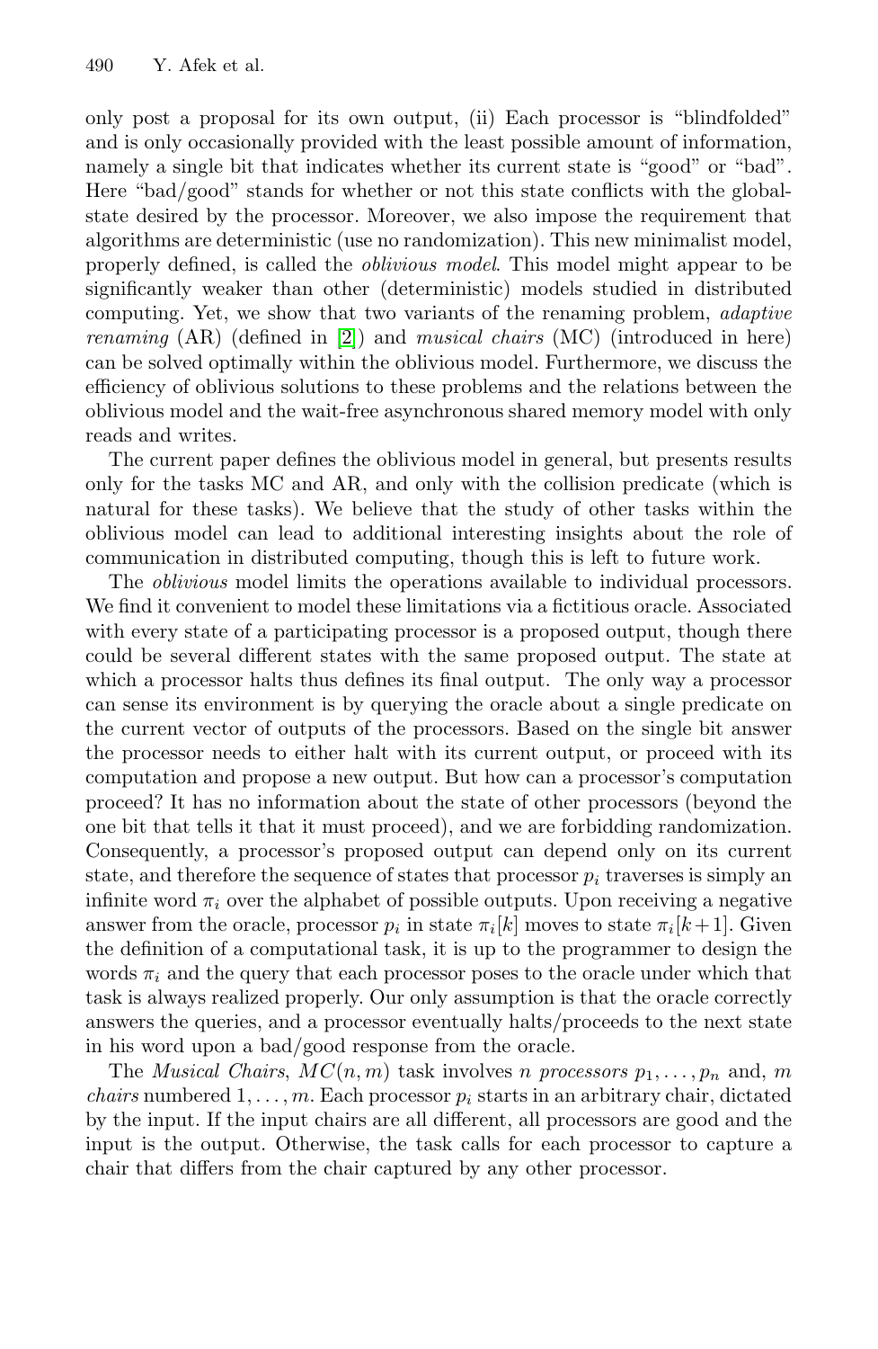only post a proposal for its own output, (ii) Each processor is "blindfolded" and is only occasionally provided with the least possible amount of information, namely a single bit that indicates whether its current state is "good" or "bad". Here "bad/good" stands for whether or not this state conflicts with the global-state desired by the processor. Moreover, we also impose the requirement that algorithms are deterministic (use no randomization). This new minimalist model, properly defined, is called the *oblivious model*. This model might appear to be significantly weaker than other (deterministic) models studied in distributed computing. Yet, we show that two variants of the renaming problem, *adaptive renaming* (AR) (defined in [2]) and *musical chairs* (MC) (introduced in here) can be solved optimally within the oblivious model. Furthermore, we discuss the efficiency of oblivious solutions to these problems and the relations between the oblivious model and the wait-free asynchronous shared memory model with only reads and writes.

The current paper defines the oblivious model in general, but presents results only for the tasks MC and AR, and only with the collision predicate (which is natural for these tasks). We believe that the study of other tasks within the oblivious model can lead to additional interesting insights about the role of communication in distributed computing, though this is left to future work.

The *oblivious* model limits the operations available to individual processors. We find it convenient to model these limitations via a fictitious oracle. Associated with every state of a participating processor is a proposed output, though there could be several different states with the same proposed output. The state at which a processor halts thus defines its final output. The only way a processor can sense its environment is by querying the oracle about a single predicate on the current vector of outputs of the processors. Based on the single bit answer the processor needs to either halt with its current output, or proceed with its computation and propose a new output. But how can a processor's computation proceed? It has no information about the state of other processors (beyond the one bit that tells it that it must proceed), and we are forbidding randomization. Consequently, a processor's proposed output can depend only on its current state, and therefore the sequence of states that processor $p_i$ traverses is simply an infinite word $\pi_i$ over the alphabet of possible outputs. Upon receiving a negative answer from the oracle, processor $p_i$ in state $\pi_i[k]$ moves to state $\pi_i[k+1]$. Given the definition of a computational task, it is up to the programmer to design the words $\pi_i$ and the query that each processor poses to the oracle under which that task is always realized properly. Our only assumption is that the oracle correctly answers the queries, and a processor eventually halts/proceeds to the next state in his word upon a bad/good response from the oracle.

The *Musical Chairs*, $MC(n, m)$ task involves $n$ *processors* $p_1, \ldots, p_n$ and, $m$ *chairs* numbered $1, \ldots, m$. Each processor $p_i$ starts in an arbitrary chair, dictated by the input. If the input chairs are all different, all processors are good and the input is the output. Otherwise, the task calls for each processor to capture a chair that differs from the chair captured by any other processor.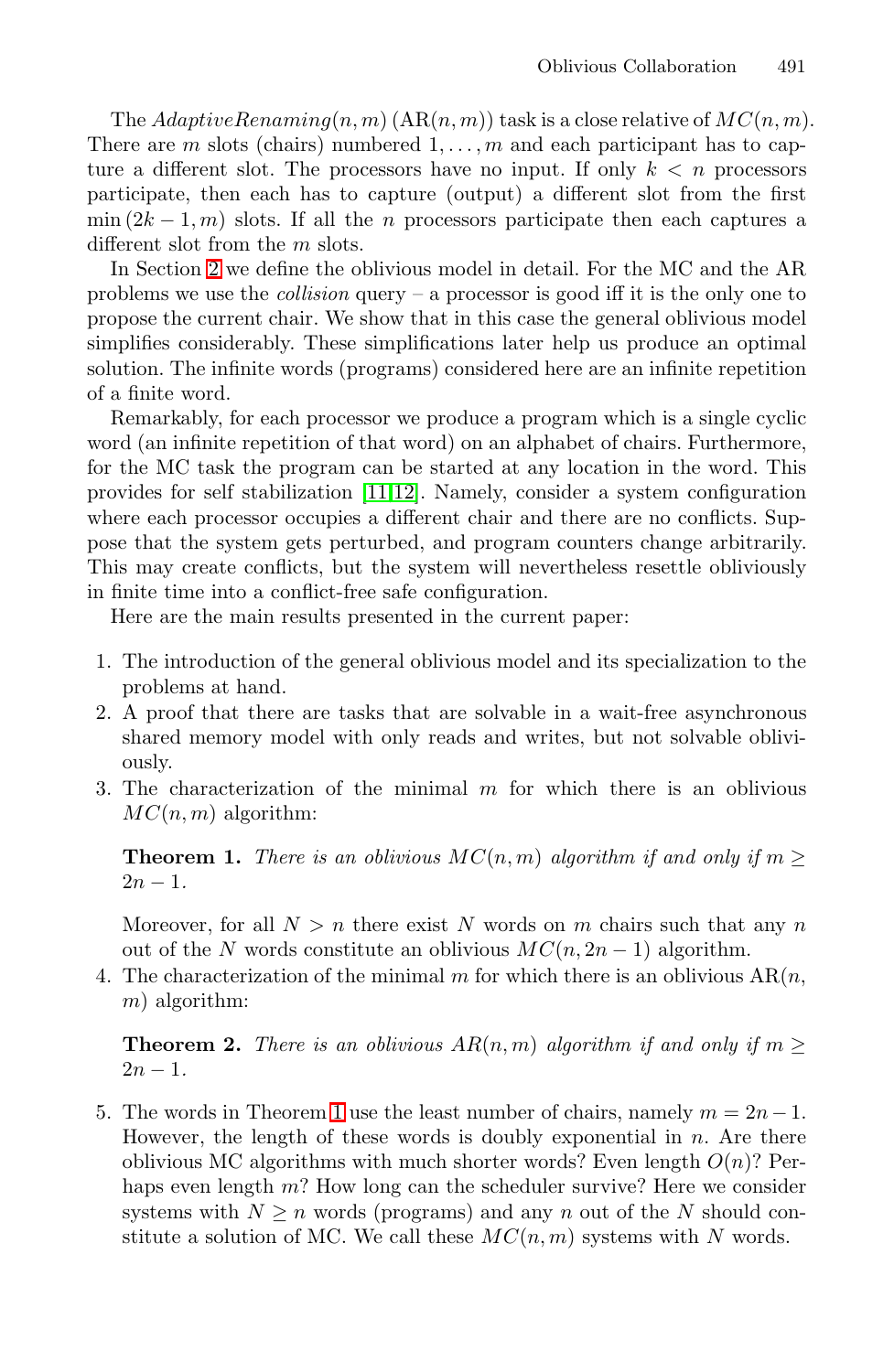The *AdaptiveRenaming*$(n, m)$ (AR$(n, m)$) task is a close relative of $MC(n, m)$. There are $m$ slots (chairs) numbered $1, \ldots, m$ and each participant has to capture a different slot. The processors have no input. If only $k < n$ processors participate, then each has to capture (output) a different slot from the first $\min(2k-1, m)$ slots. If all the $n$ processors participate then each captures a different slot from the $m$ slots.

In Section 2 we define the oblivious model in detail. For the MC and the AR problems we use the *collision* query – a processor is good iff it is the only one to propose the current chair. We show that in this case the general oblivious model simplifies considerably. These simplifications later help us produce an optimal solution. The infinite words (programs) considered here are an infinite repetition of a finite word.

Remarkably, for each processor we produce a program which is a single cyclic word (an infinite repetition of that word) on an alphabet of chairs. Furthermore, for the MC task the program can be started at any location in the word. This provides for self stabilization [11,12]. Namely, consider a system configuration where each processor occupies a different chair and there are no conflicts. Suppose that the system gets perturbed, and program counters change arbitrarily. This may create conflicts, but the system will nevertheless resettle obliviously in finite time into a conflict-free safe configuration.

Here are the main results presented in the current paper:

1. The introduction of the general oblivious model and its specialization to the problems at hand.
2. A proof that there are tasks that are solvable in a wait-free asynchronous shared memory model with only reads and writes, but not solvable obliviously.
3. The characterization of the minimal $m$ for which there is an oblivious $MC(n, m)$ algorithm:

   **Theorem 1.** *There is an oblivious $MC(n, m)$ algorithm if and only if $m \geq 2n - 1$.*

   Moreover, for all $N > n$ there exist $N$ words on $m$ chairs such that any $n$ out of the $N$ words constitute an oblivious $MC(n, 2n-1)$ algorithm.
4. The characterization of the minimal $m$ for which there is an oblivious AR$(n, m)$ algorithm:

   **Theorem 2.** *There is an oblivious $AR(n, m)$ algorithm if and only if $m \geq 2n - 1$.*
5. The words in Theorem 1 use the least number of chairs, namely $m = 2n - 1$. However, the length of these words is doubly exponential in $n$. Are there oblivious MC algorithms with much shorter words? Even length $O(n)$? Perhaps even length $m$? How long can the scheduler survive? Here we consider systems with $N \geq n$ words (programs) and any $n$ out of the $N$ should constitute a solution of MC. We call these $MC(n, m)$ systems with $N$ words.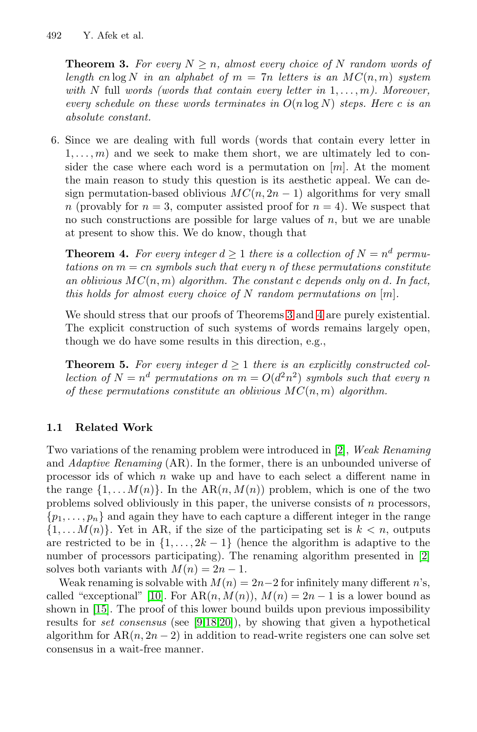**Theorem 3.** *For every $N \geq n$, almost every choice of $N$ random words of length $cn \log N$ in an alphabet of $m = 7n$ letters is an $MC(n, m)$ system with $N$* full *words (words that contain every letter in $1, \ldots, m$). Moreover, every schedule on these words terminates in $O(n \log N)$ steps. Here $c$ is an absolute constant.*

6. Since we are dealing with full words (words that contain every letter in $1, \ldots, m$) and we seek to make them short, we are ultimately led to consider the case where each word is a permutation on $[m]$. At the moment the main reason to study this question is its aesthetic appeal. We can design permutation-based oblivious $MC(n, 2n-1)$ algorithms for very small $n$ (provably for $n = 3$, computer assisted proof for $n = 4$). We suspect that no such constructions are possible for large values of $n$, but we are unable at present to show this. We do know, though that

   **Theorem 4.** *For every integer $d \geq 1$ there is a collection of $N = n^d$ permutations on $m = cn$ symbols such that every $n$ of these permutations constitute an oblivious $MC(n, m)$ algorithm. The constant $c$ depends only on $d$. In fact, this holds for almost every choice of $N$ random permutations on $[m]$.*

   We should stress that our proofs of Theorems 3 and 4 are purely existential. The explicit construction of such systems of words remains largely open, though we do have some results in this direction, e.g.,

   **Theorem 5.** *For every integer $d \geq 1$ there is an explicitly constructed collection of $N = n^d$ permutations on $m = O(d^2 n^2)$ symbols such that every $n$ of these permutations constitute an oblivious $MC(n, m)$ algorithm.*

### 1.1 Related Work

Two variations of the renaming problem were introduced in [2], *Weak Renaming* and *Adaptive Renaming* (AR). In the former, there is an unbounded universe of processor ids of which $n$ wake up and have to each select a different name in the range $\{1, \ldots M(n)\}$. In the AR$(n, M(n))$ problem, which is one of the two problems solved obliviously in this paper, the universe consists of $n$ processors, $\{p_1, \ldots, p_n\}$ and again they have to each capture a different integer in the range $\{1, \ldots M(n)\}$. Yet in AR, if the size of the participating set is $k < n$, outputs are restricted to be in $\{1, \ldots, 2k-1\}$ (hence the algorithm is adaptive to the number of processors participating). The renaming algorithm presented in [2] solves both variants with $M(n) = 2n - 1$.

Weak renaming is solvable with $M(n) = 2n-2$ for infinitely many different $n$'s, called "exceptional" [10]. For AR$(n, M(n))$, $M(n) = 2n - 1$ is a lower bound as shown in [15]. The proof of this lower bound builds upon previous impossibility results for *set consensus* (see [9,18,20]), by showing that given a hypothetical algorithm for AR$(n, 2n-2)$ in addition to read-write registers one can solve set consensus in a wait-free manner.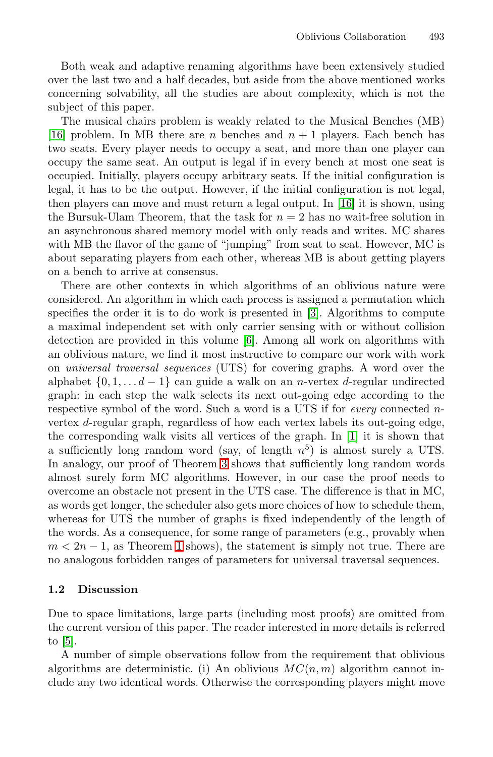Both weak and adaptive renaming algorithms have been extensively studied over the last two and a half decades, but aside from the above mentioned works concerning solvability, all the studies are about complexity, which is not the subject of this paper.

The musical chairs problem is weakly related to the Musical Benches (MB) [16] problem. In MB there are $n$ benches and $n+1$ players. Each bench has two seats. Every player needs to occupy a seat, and more than one player can occupy the same seat. An output is legal if in every bench at most one seat is occupied. Initially, players occupy arbitrary seats. If the initial configuration is legal, it has to be the output. However, if the initial configuration is not legal, then players can move and must return a legal output. In [16] it is shown, using the Bursuk-Ulam Theorem, that the task for $n=2$ has no wait-free solution in an asynchronous shared memory model with only reads and writes. MC shares with MB the flavor of the game of "jumping" from seat to seat. However, MC is about separating players from each other, whereas MB is about getting players on a bench to arrive at consensus.

There are other contexts in which algorithms of an oblivious nature were considered. An algorithm in which each process is assigned a permutation which specifies the order it is to do work is presented in [3]. Algorithms to compute a maximal independent set with only carrier sensing with or without collision detection are provided in this volume [6]. Among all work on algorithms with an oblivious nature, we find it most instructive to compare our work with work on *universal traversal sequences* (UTS) for covering graphs. A word over the alphabet $\{0, 1, \ldots d-1\}$ can guide a walk on an $n$-vertex $d$-regular undirected graph: in each step the walk selects its next out-going edge according to the respective symbol of the word. Such a word is a UTS if for *every* connected $n$-vertex $d$-regular graph, regardless of how each vertex labels its out-going edge, the corresponding walk visits all vertices of the graph. In [1] it is shown that a sufficiently long random word (say, of length $n^5$) is almost surely a UTS. In analogy, our proof of Theorem 3 shows that sufficiently long random words almost surely form MC algorithms. However, in our case the proof needs to overcome an obstacle not present in the UTS case. The difference is that in MC, as words get longer, the scheduler also gets more choices of how to schedule them, whereas for UTS the number of graphs is fixed independently of the length of the words. As a consequence, for some range of parameters (e.g., provably when $m < 2n-1$, as Theorem 1 shows), the statement is simply not true. There are no analogous forbidden ranges of parameters for universal traversal sequences.

### 1.2 Discussion

Due to space limitations, large parts (including most proofs) are omitted from the current version of this paper. The reader interested in more details is referred to [5].

A number of simple observations follow from the requirement that oblivious algorithms are deterministic. (i) An oblivious $MC(n,m)$ algorithm cannot include any two identical words. Otherwise the corresponding players might move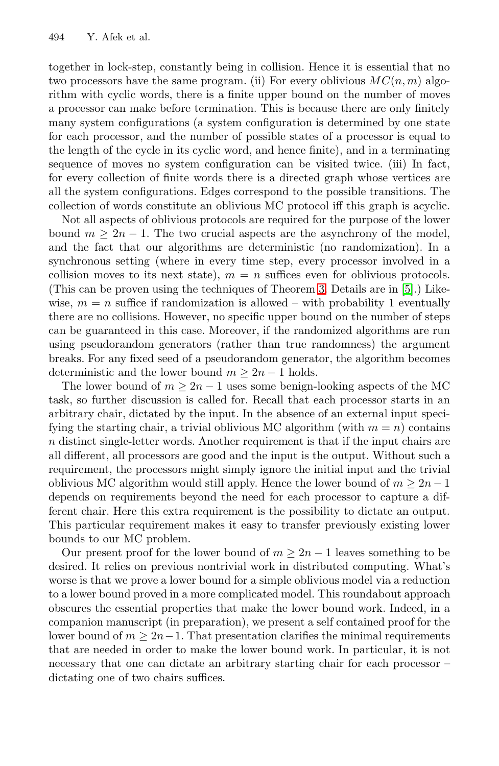together in lock-step, constantly being in collision. Hence it is essential that no two processors have the same program. (ii) For every oblivious $MC(n, m)$ algorithm with cyclic words, there is a finite upper bound on the number of moves a processor can make before termination. This is because there are only finitely many system configurations (a system configuration is determined by one state for each processor, and the number of possible states of a processor is equal to the length of the cycle in its cyclic word, and hence finite), and in a terminating sequence of moves no system configuration can be visited twice. (iii) In fact, for every collection of finite words there is a directed graph whose vertices are all the system configurations. Edges correspond to the possible transitions. The collection of words constitute an oblivious MC protocol iff this graph is acyclic.

Not all aspects of oblivious protocols are required for the purpose of the lower bound $m \geq 2n - 1$. The two crucial aspects are the asynchrony of the model, and the fact that our algorithms are deterministic (no randomization). In a synchronous setting (where in every time step, every processor involved in a collision moves to its next state), $m = n$ suffices even for oblivious protocols. (This can be proven using the techniques of Theorem 3. Details are in [5].) Likewise, $m = n$ suffice if randomization is allowed – with probability 1 eventually there are no collisions. However, no specific upper bound on the number of steps can be guaranteed in this case. Moreover, if the randomized algorithms are run using pseudorandom generators (rather than true randomness) the argument breaks. For any fixed seed of a pseudorandom generator, the algorithm becomes deterministic and the lower bound $m \geq 2n - 1$ holds.

The lower bound of $m \geq 2n - 1$ uses some benign-looking aspects of the MC task, so further discussion is called for. Recall that each processor starts in an arbitrary chair, dictated by the input. In the absence of an external input specifying the starting chair, a trivial oblivious MC algorithm (with $m = n$) contains $n$ distinct single-letter words. Another requirement is that if the input chairs are all different, all processors are good and the input is the output. Without such a requirement, the processors might simply ignore the initial input and the trivial oblivious MC algorithm would still apply. Hence the lower bound of $m \geq 2n - 1$ depends on requirements beyond the need for each processor to capture a different chair. Here this extra requirement is the possibility to dictate an output. This particular requirement makes it easy to transfer previously existing lower bounds to our MC problem.

Our present proof for the lower bound of $m \geq 2n - 1$ leaves something to be desired. It relies on previous nontrivial work in distributed computing. What's worse is that we prove a lower bound for a simple oblivious model via a reduction to a lower bound proved in a more complicated model. This roundabout approach obscures the essential properties that make the lower bound work. Indeed, in a companion manuscript (in preparation), we present a self contained proof for the lower bound of $m \geq 2n - 1$. That presentation clarifies the minimal requirements that are needed in order to make the lower bound work. In particular, it is not necessary that one can dictate an arbitrary starting chair for each processor – dictating one of two chairs suffices.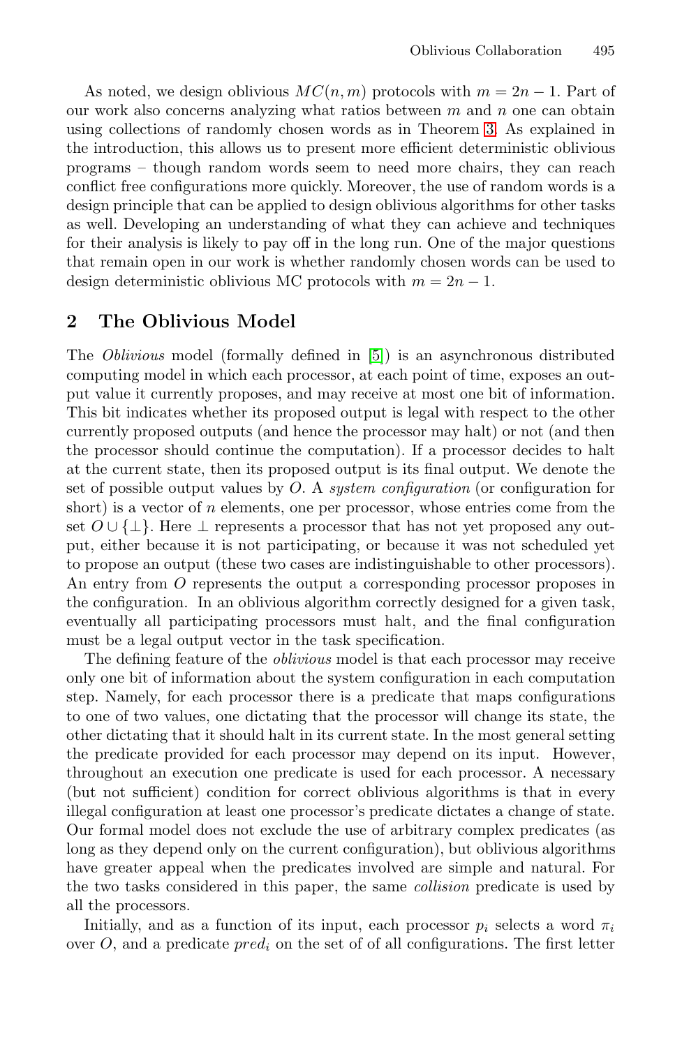As noted, we design oblivious $MC(n, m)$ protocols with $m = 2n - 1$. Part of our work also concerns analyzing what ratios between $m$ and $n$ one can obtain using collections of randomly chosen words as in Theorem 3. As explained in the introduction, this allows us to present more efficient deterministic oblivious programs – though random words seem to need more chairs, they can reach conflict free configurations more quickly. Moreover, the use of random words is a design principle that can be applied to design oblivious algorithms for other tasks as well. Developing an understanding of what they can achieve and techniques for their analysis is likely to pay off in the long run. One of the major questions that remain open in our work is whether randomly chosen words can be used to design deterministic oblivious MC protocols with $m = 2n - 1$.

## 2 The Oblivious Model

The *Oblivious* model (formally defined in [5]) is an asynchronous distributed computing model in which each processor, at each point of time, exposes an output value it currently proposes, and may receive at most one bit of information. This bit indicates whether its proposed output is legal with respect to the other currently proposed outputs (and hence the processor may halt) or not (and then the processor should continue the computation). If a processor decides to halt at the current state, then its proposed output is its final output. We denote the set of possible output values by $O$. A *system configuration* (or configuration for short) is a vector of $n$ elements, one per processor, whose entries come from the set $O \cup \{\perp\}$. Here $\perp$ represents a processor that has not yet proposed any output, either because it is not participating, or because it was not scheduled yet to propose an output (these two cases are indistinguishable to other processors). An entry from $O$ represents the output a corresponding processor proposes in the configuration. In an oblivious algorithm correctly designed for a given task, eventually all participating processors must halt, and the final configuration must be a legal output vector in the task specification.

The defining feature of the *oblivious* model is that each processor may receive only one bit of information about the system configuration in each computation step. Namely, for each processor there is a predicate that maps configurations to one of two values, one dictating that the processor will change its state, the other dictating that it should halt in its current state. In the most general setting the predicate provided for each processor may depend on its input. However, throughout an execution one predicate is used for each processor. A necessary (but not sufficient) condition for correct oblivious algorithms is that in every illegal configuration at least one processor's predicate dictates a change of state. Our formal model does not exclude the use of arbitrary complex predicates (as long as they depend only on the current configuration), but oblivious algorithms have greater appeal when the predicates involved are simple and natural. For the two tasks considered in this paper, the same *collision* predicate is used by all the processors.

Initially, and as a function of its input, each processor $p_i$ selects a word $\pi_i$ over $O$, and a predicate $pred_i$ on the set of of all configurations. The first letter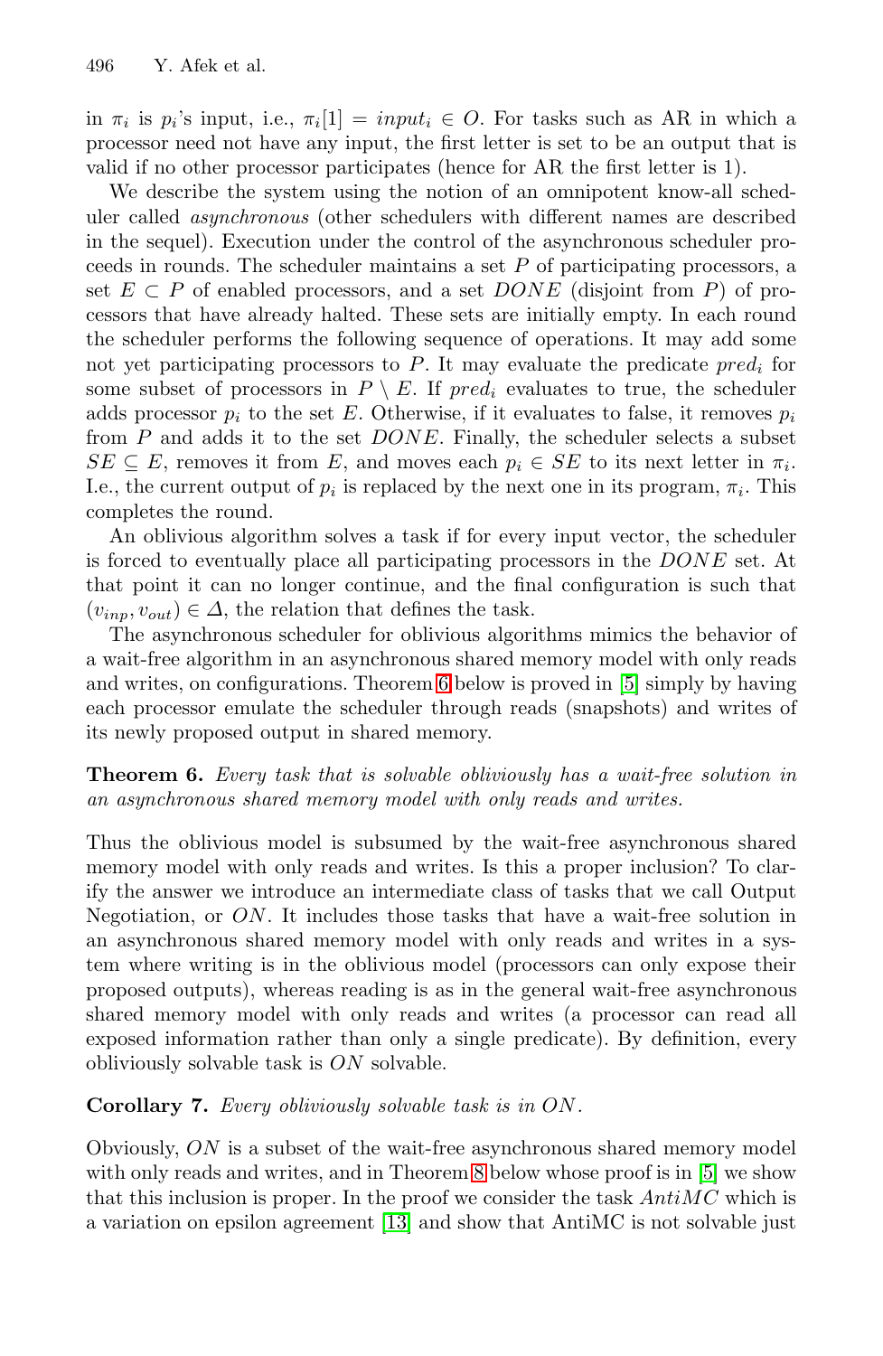in $\pi_i$ is $p_i$'s input, i.e., $\pi_i[1] = input_i \in O$. For tasks such as AR in which a processor need not have any input, the first letter is set to be an output that is valid if no other processor participates (hence for AR the first letter is 1).

We describe the system using the notion of an omnipotent know-all scheduler called *asynchronous* (other schedulers with different names are described in the sequel). Execution under the control of the asynchronous scheduler proceeds in rounds. The scheduler maintains a set $P$ of participating processors, a set $E \subset P$ of enabled processors, and a set $DONE$ (disjoint from $P$) of processors that have already halted. These sets are initially empty. In each round the scheduler performs the following sequence of operations. It may add some not yet participating processors to $P$. It may evaluate the predicate $pred_i$ for some subset of processors in $P \setminus E$. If $pred_i$ evaluates to true, the scheduler adds processor $p_i$ to the set $E$. Otherwise, if it evaluates to false, it removes $p_i$ from $P$ and adds it to the set $DONE$. Finally, the scheduler selects a subset $SE \subseteq E$, removes it from $E$, and moves each $p_i \in SE$ to its next letter in $\pi_i$. I.e., the current output of $p_i$ is replaced by the next one in its program, $\pi_i$. This completes the round.

An oblivious algorithm solves a task if for every input vector, the scheduler is forced to eventually place all participating processors in the $DONE$ set. At that point it can no longer continue, and the final configuration is such that $(v_{inp}, v_{out}) \in \Delta$, the relation that defines the task.

The asynchronous scheduler for oblivious algorithms mimics the behavior of a wait-free algorithm in an asynchronous shared memory model with only reads and writes, on configurations. Theorem 6 below is proved in [5] simply by having each processor emulate the scheduler through reads (snapshots) and writes of its newly proposed output in shared memory.

**Theorem 6.** *Every task that is solvable obliviously has a wait-free solution in an asynchronous shared memory model with only reads and writes.*

Thus the oblivious model is subsumed by the wait-free asynchronous shared memory model with only reads and writes. Is this a proper inclusion? To clarify the answer we introduce an intermediate class of tasks that we call Output Negotiation, or $ON$. It includes those tasks that have a wait-free solution in an asynchronous shared memory model with only reads and writes in a system where writing is in the oblivious model (processors can only expose their proposed outputs), whereas reading is as in the general wait-free asynchronous shared memory model with only reads and writes (a processor can read all exposed information rather than only a single predicate). By definition, every obliviously solvable task is $ON$ solvable.

**Corollary 7.** *Every obliviously solvable task is in $ON$.*

Obviously, $ON$ is a subset of the wait-free asynchronous shared memory model with only reads and writes, and in Theorem 8 below whose proof is in [5] we show that this inclusion is proper. In the proof we consider the task *AntiMC* which is a variation on epsilon agreement [13] and show that AntiMC is not solvable just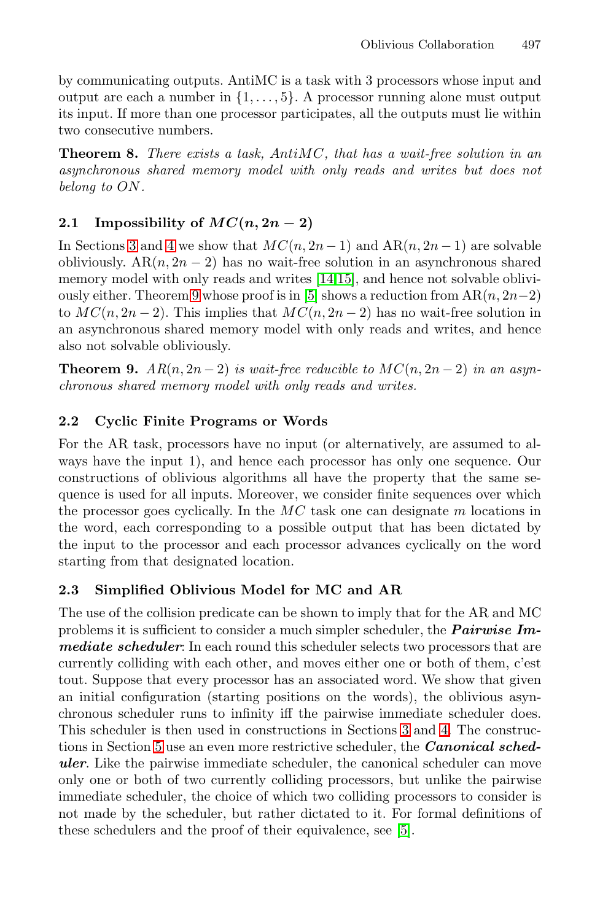by communicating outputs. AntiMC is a task with 3 processors whose input and output are each a number in $\{1, \ldots, 5\}$. A processor running alone must output its input. If more than one processor participates, all the outputs must lie within two consecutive numbers.

**Theorem 8.** *There exists a task, AntiMC, that has a wait-free solution in an asynchronous shared memory model with only reads and writes but does not belong to ON.*

### 2.1 Impossibility of $MC(n, 2n-2)$

In Sections 3 and 4 we show that $MC(n, 2n-1)$ and AR$(n, 2n-1)$ are solvable obliviously. AR$(n, 2n-2)$ has no wait-free solution in an asynchronous shared memory model with only reads and writes [14,15], and hence not solvable obliviously either. Theorem 9 whose proof is in [5] shows a reduction from AR$(n, 2n-2)$ to $MC(n, 2n-2)$. This implies that $MC(n, 2n-2)$ has no wait-free solution in an asynchronous shared memory model with only reads and writes, and hence also not solvable obliviously.

**Theorem 9.** *$AR(n, 2n-2)$ is wait-free reducible to $MC(n, 2n-2)$ in an asynchronous shared memory model with only reads and writes.*

### 2.2 Cyclic Finite Programs or Words

For the AR task, processors have no input (or alternatively, are assumed to always have the input 1), and hence each processor has only one sequence. Our constructions of oblivious algorithms all have the property that the same sequence is used for all inputs. Moreover, we consider finite sequences over which the processor goes cyclically. In the $MC$ task one can designate $m$ locations in the word, each corresponding to a possible output that has been dictated by the input to the processor and each processor advances cyclically on the word starting from that designated location.

### 2.3 Simplified Oblivious Model for MC and AR

The use of the collision predicate can be shown to imply that for the AR and MC problems it is sufficient to consider a much simpler scheduler, the ***Pairwise Immediate scheduler***: In each round this scheduler selects two processors that are currently colliding with each other, and moves either one or both of them, c'est tout. Suppose that every processor has an associated word. We show that given an initial configuration (starting positions on the words), the oblivious asynchronous scheduler runs to infinity iff the pairwise immediate scheduler does. This scheduler is then used in constructions in Sections 3 and 4. The constructions in Section 5 use an even more restrictive scheduler, the ***Canonical scheduler***. Like the pairwise immediate scheduler, the canonical scheduler can move only one or both of two currently colliding processors, but unlike the pairwise immediate scheduler, the choice of which two colliding processors to consider is not made by the scheduler, but rather dictated to it. For formal definitions of these schedulers and the proof of their equivalence, see [5].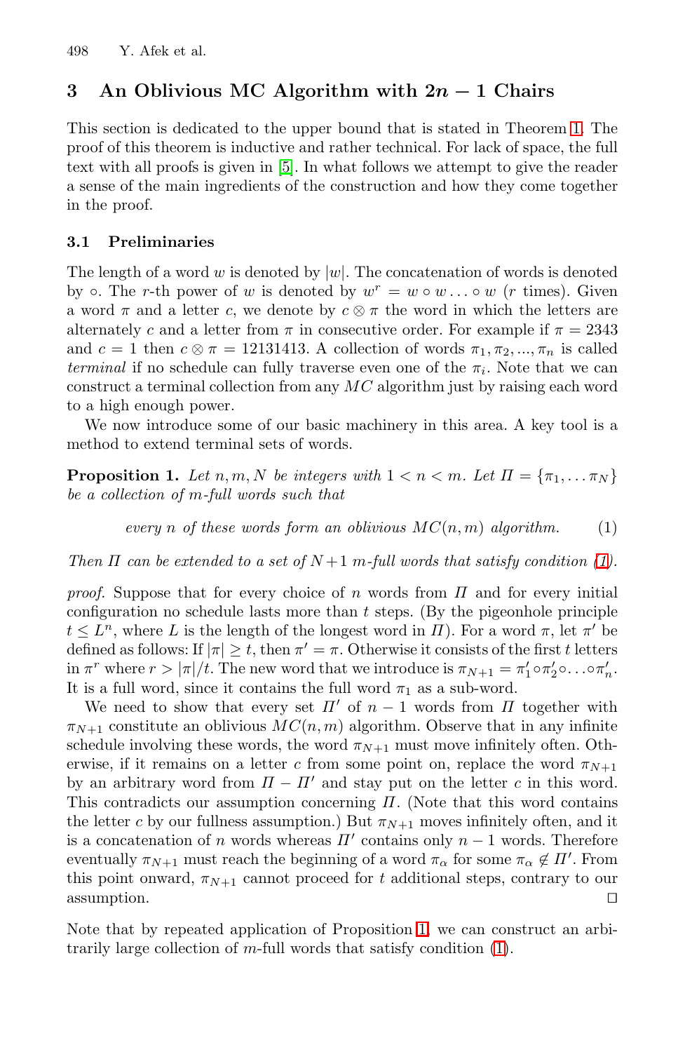## 3 An Oblivious MC Algorithm with $2n - 1$ Chairs

This section is dedicated to the upper bound that is stated in Theorem 1. The proof of this theorem is inductive and rather technical. For lack of space, the full text with all proofs is given in [5]. In what follows we attempt to give the reader a sense of the main ingredients of the construction and how they come together in the proof.

### 3.1 Preliminaries

The length of a word $w$ is denoted by $|w|$. The concatenation of words is denoted by $\circ$. The $r$-th power of $w$ is denoted by $w^r = w \circ w \ldots \circ w$ ($r$ times). Given a word $\pi$ and a letter $c$, we denote by $c \otimes \pi$ the word in which the letters are alternately $c$ and a letter from $\pi$ in consecutive order. For example if $\pi = 2343$ and $c = 1$ then $c \otimes \pi = 12131413$. A collection of words $\pi_1, \pi_2, ..., \pi_n$ is called *terminal* if no schedule can fully traverse even one of the $\pi_i$. Note that we can construct a terminal collection from any $MC$ algorithm just by raising each word to a high enough power.

We now introduce some of our basic machinery in this area. A key tool is a method to extend terminal sets of words.

**Proposition 1.** *Let $n, m, N$ be integers with $1 < n < m$. Let $\Pi = \{\pi_1, \ldots \pi_N\}$ be a collection of $m$-full words such that*

$$\text{every } n \text{ of these words form an oblivious } MC(n, m) \text{ algorithm.} \tag{1}$$

*Then $\Pi$ can be extended to a set of $N+1$ $m$-full words that satisfy condition (1).*

*proof.* Suppose that for every choice of $n$ words from $\Pi$ and for every initial configuration no schedule lasts more than $t$ steps. (By the pigeonhole principle $t \leq L^n$, where $L$ is the length of the longest word in $\Pi$). For a word $\pi$, let $\pi'$ be defined as follows: If $|\pi| \geq t$, then $\pi' = \pi$. Otherwise it consists of the first $t$ letters in $\pi^r$ where $r > |\pi|/t$. The new word that we introduce is $\pi_{N+1} = \pi'_1 \circ \pi'_2 \circ \ldots \circ \pi'_n$. It is a full word, since it contains the full word $\pi_1$ as a sub-word.

We need to show that every set $\Pi'$ of $n - 1$ words from $\Pi$ together with $\pi_{N+1}$ constitute an oblivious $MC(n, m)$ algorithm. Observe that in any infinite schedule involving these words, the word $\pi_{N+1}$ must move infinitely often. Otherwise, if it remains on a letter $c$ from some point on, replace the word $\pi_{N+1}$ by an arbitrary word from $\Pi - \Pi'$ and stay put on the letter $c$ in this word. This contradicts our assumption concerning $\Pi$. (Note that this word contains the letter $c$ by our fullness assumption.) But $\pi_{N+1}$ moves infinitely often, and it is a concatenation of $n$ words whereas $\Pi'$ contains only $n - 1$ words. Therefore eventually $\pi_{N+1}$ must reach the beginning of a word $\pi_\alpha$ for some $\pi_\alpha \notin \Pi'$. From this point onward, $\pi_{N+1}$ cannot proceed for $t$ additional steps, contrary to our assumption. $\square$

Note that by repeated application of Proposition 1, we can construct an arbitrarily large collection of $m$-full words that satisfy condition (1).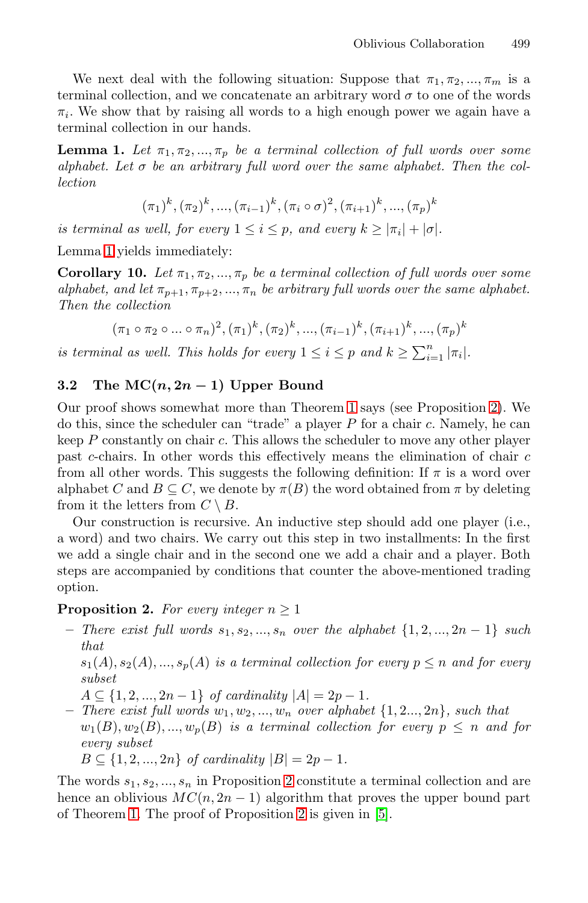We next deal with the following situation: Suppose that $\pi_1, \pi_2, ..., \pi_m$ is a terminal collection, and we concatenate an arbitrary word $\sigma$ to one of the words $\pi_i$. We show that by raising all words to a high enough power we again have a terminal collection in our hands.

**Lemma 1.** *Let $\pi_1, \pi_2, ..., \pi_p$ be a terminal collection of full words over some alphabet. Let $\sigma$ be an arbitrary full word over the same alphabet. Then the collection*

$$(\pi_1)^k, (\pi_2)^k, ..., (\pi_{i-1})^k, (\pi_i \circ \sigma)^2, (\pi_{i+1})^k, ..., (\pi_p)^k$$

*is terminal as well, for every $1 \leq i \leq p$, and every $k \geq |\pi_i| + |\sigma|$.*

Lemma 1 yields immediately:

**Corollary 10.** *Let $\pi_1, \pi_2, ..., \pi_p$ be a terminal collection of full words over some alphabet, and let $\pi_{p+1}, \pi_{p+2}, ..., \pi_n$ be arbitrary full words over the same alphabet. Then the collection*

$$(\pi_1 \circ \pi_2 \circ ... \circ \pi_n)^2, (\pi_1)^k, (\pi_2)^k, ..., (\pi_{i-1})^k, (\pi_{i+1})^k, ..., (\pi_p)^k$$

*is terminal as well. This holds for every $1 \leq i \leq p$ and $k \geq \sum_{i=1}^{n} |\pi_i|$.*

### 3.2 The MC$(n, 2n-1)$ Upper Bound

Our proof shows somewhat more than Theorem 1 says (see Proposition 2). We do this, since the scheduler can "trade" a player $P$ for a chair $c$. Namely, he can keep $P$ constantly on chair $c$. This allows the scheduler to move any other player past $c$-chairs. In other words this effectively means the elimination of chair $c$ from all other words. This suggests the following definition: If $\pi$ is a word over alphabet $C$ and $B \subseteq C$, we denote by $\pi(B)$ the word obtained from $\pi$ by deleting from it the letters from $C \setminus B$.

Our construction is recursive. An inductive step should add one player (i.e., a word) and two chairs. We carry out this step in two installments: In the first we add a single chair and in the second one we add a chair and a player. Both steps are accompanied by conditions that counter the above-mentioned trading option.

**Proposition 2.** *For every integer $n \geq 1$*

- *There exist full words $s_1, s_2, ..., s_n$ over the alphabet $\{1, 2, ..., 2n-1\}$ such that*
  *$s_1(A), s_2(A), ..., s_p(A)$ is a terminal collection for every $p \leq n$ and for every subset*
  *$A \subseteq \{1, 2, ..., 2n-1\}$ of cardinality $|A| = 2p-1$.*
- *There exist full words $w_1, w_2, ..., w_n$ over alphabet $\{1, 2..., 2n\}$, such that $w_1(B), w_2(B), ..., w_p(B)$ is a terminal collection for every $p \leq n$ and for every subset*
  *$B \subseteq \{1, 2, ..., 2n\}$ of cardinality $|B| = 2p-1$.*

The words $s_1, s_2, ..., s_n$ in Proposition 2 constitute a terminal collection and are hence an oblivious $MC(n, 2n-1)$ algorithm that proves the upper bound part of Theorem 1. The proof of Proposition 2 is given in [5].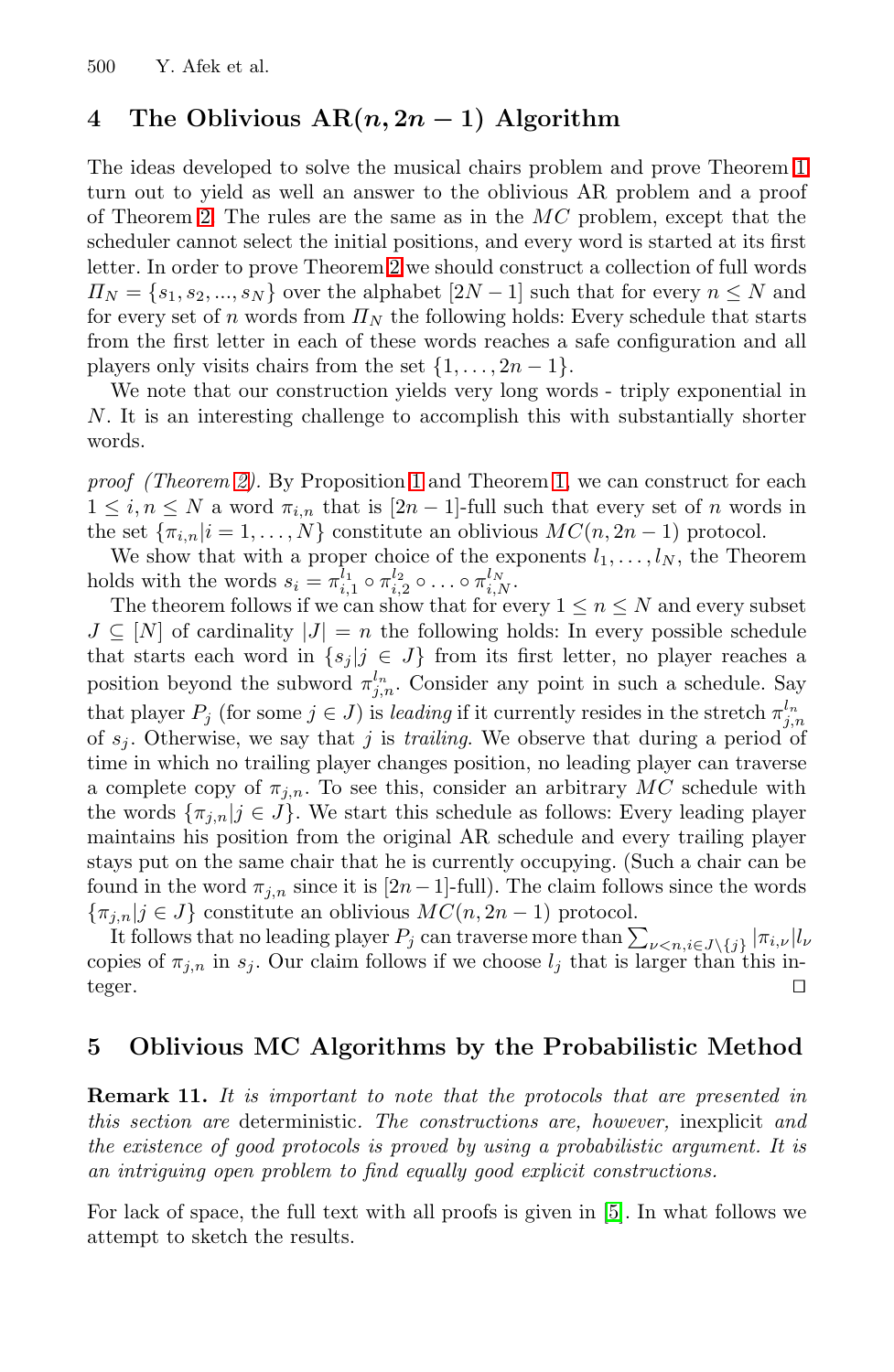## 4 The Oblivious AR$(n, 2n-1)$ Algorithm

The ideas developed to solve the musical chairs problem and prove Theorem 1 turn out to yield as well an answer to the oblivious AR problem and a proof of Theorem 2. The rules are the same as in the $MC$ problem, except that the scheduler cannot select the initial positions, and every word is started at its first letter. In order to prove Theorem 2 we should construct a collection of full words $\Pi_N = \{s_1, s_2, ..., s_N\}$ over the alphabet $[2N-1]$ such that for every $n \leq N$ and for every set of $n$ words from $\Pi_N$ the following holds: Every schedule that starts from the first letter in each of these words reaches a safe configuration and all players only visits chairs from the set $\{1, \ldots, 2n-1\}$.

We note that our construction yields very long words - triply exponential in $N$. It is an interesting challenge to accomplish this with substantially shorter words.

*proof (Theorem 2).* By Proposition 1 and Theorem 1, we can construct for each $1 \leq i, n \leq N$ a word $\pi_{i,n}$ that is $[2n-1]$-full such that every set of $n$ words in the set $\{\pi_{i,n} | i = 1, \ldots, N\}$ constitute an oblivious $MC(n, 2n-1)$ protocol.

We show that with a proper choice of the exponents $l_1, \ldots, l_N$, the Theorem holds with the words $s_i = \pi_{i,1}^{l_1} \circ \pi_{i,2}^{l_2} \circ \ldots \circ \pi_{i,N}^{l_N}$.

The theorem follows if we can show that for every $1 \leq n \leq N$ and every subset $J \subseteq [N]$ of cardinality $|J| = n$ the following holds: In every possible schedule that starts each word in $\{s_j | j \in J\}$ from its first letter, no player reaches a position beyond the subword $\pi_{j,n}^{l_n}$. Consider any point in such a schedule. Say that player $P_j$ (for some $j \in J$) is *leading* if it currently resides in the stretch $\pi_{j,n}^{l_n}$ of $s_j$. Otherwise, we say that $j$ is *trailing*. We observe that during a period of time in which no trailing player changes position, no leading player can traverse a complete copy of $\pi_{j,n}$. To see this, consider an arbitrary $MC$ schedule with the words $\{\pi_{j,n} | j \in J\}$. We start this schedule as follows: Every leading player maintains his position from the original AR schedule and every trailing player stays put on the same chair that he is currently occupying. (Such a chair can be found in the word $\pi_{j,n}$ since it is $[2n-1]$-full). The claim follows since the words $\{\pi_{j,n} | j \in J\}$ constitute an oblivious $MC(n, 2n-1)$ protocol.

It follows that no leading player $P_j$ can traverse more than $\sum_{\nu < n, i \in J \setminus \{j\}} |\pi_{i,\nu}| l_\nu$ copies of $\pi_{j,n}$ in $s_j$. Our claim follows if we choose $l_j$ that is larger than this integer. □

## 5 Oblivious MC Algorithms by the Probabilistic Method

**Remark 11.** *It is important to note that the protocols that are presented in this section are* deterministic*. The constructions are, however,* inexplicit *and the existence of good protocols is proved by using a probabilistic argument. It is an intriguing open problem to find equally good explicit constructions.*

For lack of space, the full text with all proofs is given in [5]. In what follows we attempt to sketch the results.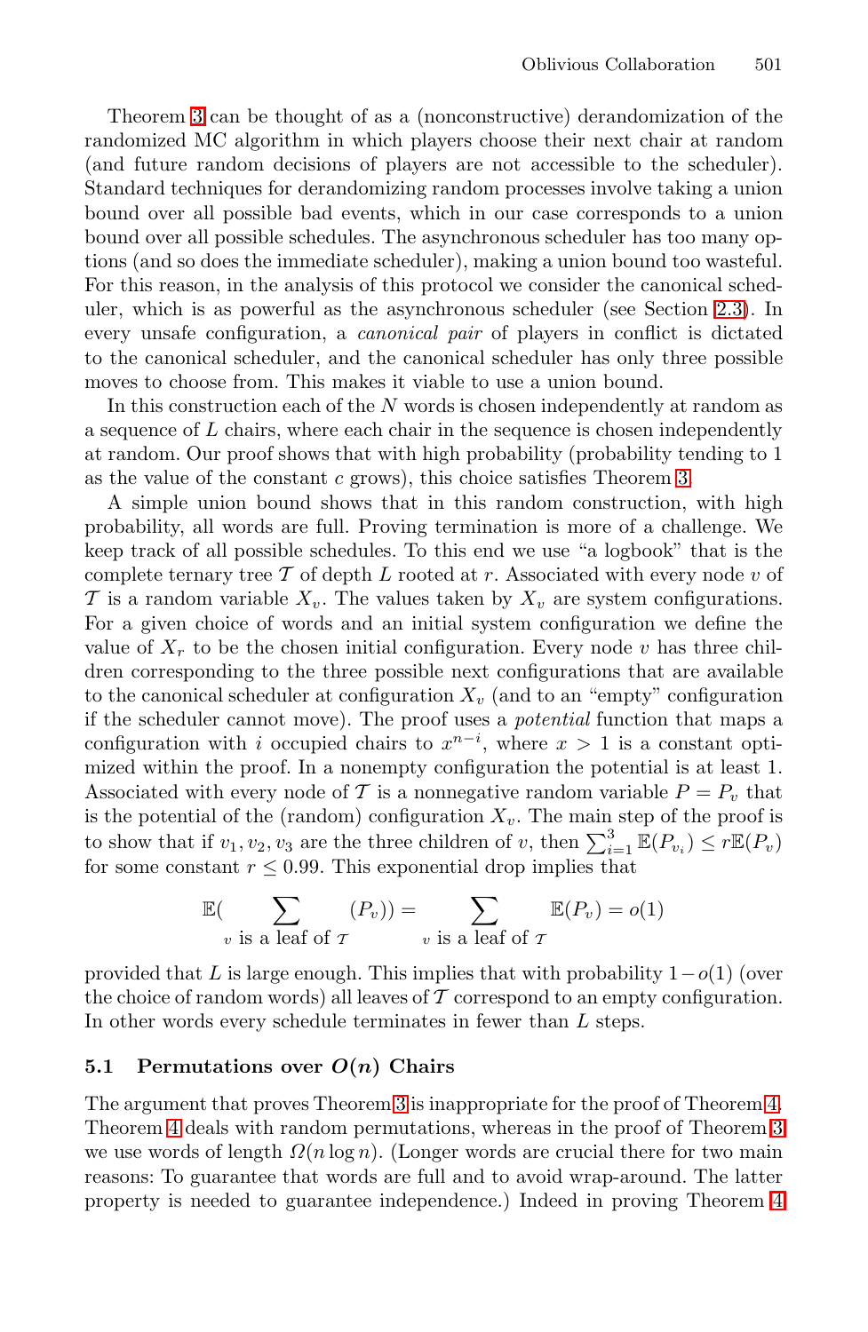Theorem 3 can be thought of as a (nonconstructive) derandomization of the randomized MC algorithm in which players choose their next chair at random (and future random decisions of players are not accessible to the scheduler). Standard techniques for derandomizing random processes involve taking a union bound over all possible bad events, which in our case corresponds to a union bound over all possible schedules. The asynchronous scheduler has too many options (and so does the immediate scheduler), making a union bound too wasteful. For this reason, in the analysis of this protocol we consider the canonical scheduler, which is as powerful as the asynchronous scheduler (see Section 2.3). In every unsafe configuration, a *canonical pair* of players in conflict is dictated to the canonical scheduler, and the canonical scheduler has only three possible moves to choose from. This makes it viable to use a union bound.

In this construction each of the $N$ words is chosen independently at random as a sequence of $L$ chairs, where each chair in the sequence is chosen independently at random. Our proof shows that with high probability (probability tending to 1 as the value of the constant $c$ grows), this choice satisfies Theorem 3.

A simple union bound shows that in this random construction, with high probability, all words are full. Proving termination is more of a challenge. We keep track of all possible schedules. To this end we use "a logbook" that is the complete ternary tree $\mathcal{T}$ of depth $L$ rooted at $r$. Associated with every node $v$ of $\mathcal{T}$ is a random variable $X_v$. The values taken by $X_v$ are system configurations. For a given choice of words and an initial system configuration we define the value of $X_r$ to be the chosen initial configuration. Every node $v$ has three children corresponding to the three possible next configurations that are available to the canonical scheduler at configuration $X_v$ (and to an "empty" configuration if the scheduler cannot move). The proof uses a *potential* function that maps a configuration with $i$ occupied chairs to $x^{n-i}$, where $x > 1$ is a constant optimized within the proof. In a nonempty configuration the potential is at least 1. Associated with every node of $\mathcal{T}$ is a nonnegative random variable $P = P_v$ that is the potential of the (random) configuration $X_v$. The main step of the proof is to show that if $v_1, v_2, v_3$ are the three children of $v$, then $\sum_{i=1}^{3} \mathbb{E}(P_{v_i}) \leq r\mathbb{E}(P_v)$ for some constant $r \leq 0.99$. This exponential drop implies that

$$\mathbb{E}(\sum_{v \text{ is a leaf of } \mathcal{T}} (P_v)) = \sum_{v \text{ is a leaf of } \mathcal{T}} \mathbb{E}(P_v) = o(1)$$

provided that $L$ is large enough. This implies that with probability $1-o(1)$ (over the choice of random words) all leaves of $\mathcal{T}$ correspond to an empty configuration. In other words every schedule terminates in fewer than $L$ steps.

### 5.1 Permutations over $O(n)$ Chairs

The argument that proves Theorem 3 is inappropriate for the proof of Theorem 4. Theorem 4 deals with random permutations, whereas in the proof of Theorem 3 we use words of length $\Omega(n \log n)$. (Longer words are crucial there for two main reasons: To guarantee that words are full and to avoid wrap-around. The latter property is needed to guarantee independence.) Indeed in proving Theorem 4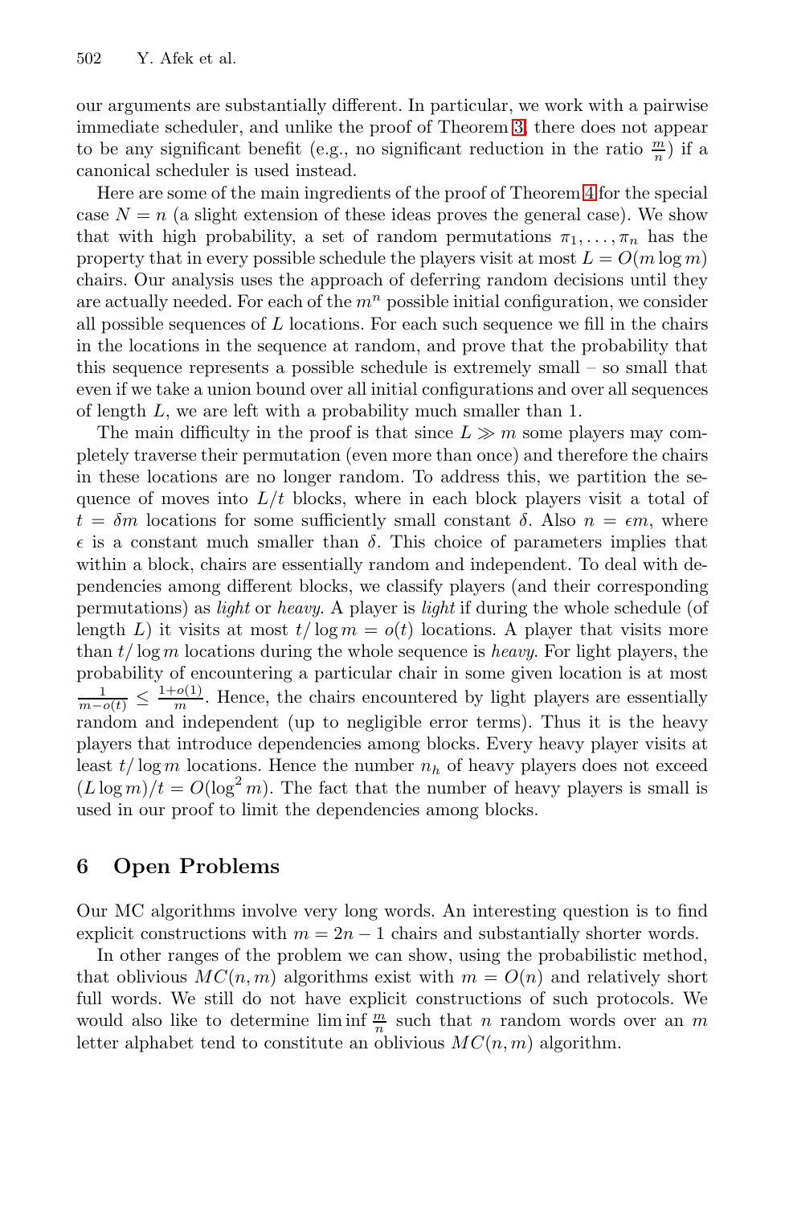our arguments are substantially different. In particular, we work with a pairwise immediate scheduler, and unlike the proof of Theorem 3, there does not appear to be any significant benefit (e.g., no significant reduction in the ratio $\frac{m}{n}$) if a canonical scheduler is used instead.

Here are some of the main ingredients of the proof of Theorem 4 for the special case $N = n$ (a slight extension of these ideas proves the general case). We show that with high probability, a set of random permutations $\pi_1, \ldots, \pi_n$ has the property that in every possible schedule the players visit at most $L = O(m \log m)$ chairs. Our analysis uses the approach of deferring random decisions until they are actually needed. For each of the $m^n$ possible initial configuration, we consider all possible sequences of $L$ locations. For each such sequence we fill in the chairs in the locations in the sequence at random, and prove that the probability that this sequence represents a possible schedule is extremely small – so small that even if we take a union bound over all initial configurations and over all sequences of length $L$, we are left with a probability much smaller than 1.

The main difficulty in the proof is that since $L \gg m$ some players may completely traverse their permutation (even more than once) and therefore the chairs in these locations are no longer random. To address this, we partition the sequence of moves into $L/t$ blocks, where in each block players visit a total of $t = \delta m$ locations for some sufficiently small constant $\delta$. Also $n = \epsilon m$, where $\epsilon$ is a constant much smaller than $\delta$. This choice of parameters implies that within a block, chairs are essentially random and independent. To deal with dependencies among different blocks, we classify players (and their corresponding permutations) as *light* or *heavy*. A player is *light* if during the whole schedule (of length $L$) it visits at most $t/\log m = o(t)$ locations. A player that visits more than $t/\log m$ locations during the whole sequence is *heavy*. For light players, the probability of encountering a particular chair in some given location is at most $\frac{1}{m-o(t)} \leq \frac{1+o(1)}{m}$. Hence, the chairs encountered by light players are essentially random and independent (up to negligible error terms). Thus it is the heavy players that introduce dependencies among blocks. Every heavy player visits at least $t/\log m$ locations. Hence the number $n_h$ of heavy players does not exceed $(L \log m)/t = O(\log^2 m)$. The fact that the number of heavy players is small is used in our proof to limit the dependencies among blocks.

## 6 Open Problems

Our MC algorithms involve very long words. An interesting question is to find explicit constructions with $m = 2n - 1$ chairs and substantially shorter words.

In other ranges of the problem we can show, using the probabilistic method, that oblivious $MC(n, m)$ algorithms exist with $m = O(n)$ and relatively short full words. We still do not have explicit constructions of such protocols. We would also like to determine $\liminf \frac{m}{n}$ such that $n$ random words over an $m$ letter alphabet tend to constitute an oblivious $MC(n, m)$ algorithm.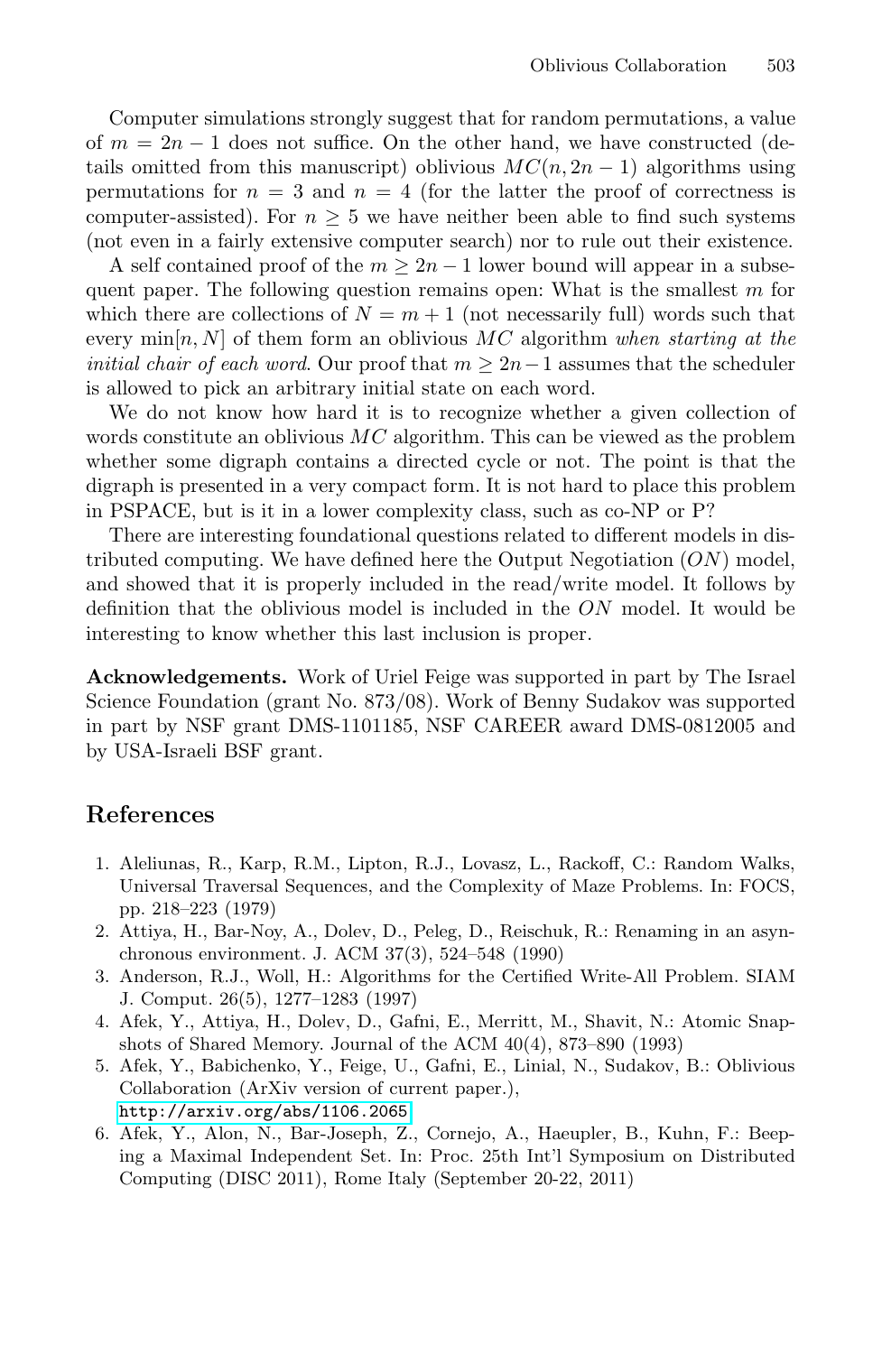Computer simulations strongly suggest that for random permutations, a value of $m = 2n - 1$ does not suffice. On the other hand, we have constructed (details omitted from this manuscript) oblivious $MC(n, 2n - 1)$ algorithms using permutations for $n = 3$ and $n = 4$ (for the latter the proof of correctness is computer-assisted). For $n \geq 5$ we have neither been able to find such systems (not even in a fairly extensive computer search) nor to rule out their existence.

A self contained proof of the $m \geq 2n - 1$ lower bound will appear in a subsequent paper. The following question remains open: What is the smallest $m$ for which there are collections of $N = m + 1$ (not necessarily full) words such that every $\min[n, N]$ of them form an oblivious $MC$ algorithm *when starting at the initial chair of each word*. Our proof that $m \geq 2n-1$ assumes that the scheduler is allowed to pick an arbitrary initial state on each word.

We do not know how hard it is to recognize whether a given collection of words constitute an oblivious $MC$ algorithm. This can be viewed as the problem whether some digraph contains a directed cycle or not. The point is that the digraph is presented in a very compact form. It is not hard to place this problem in PSPACE, but is it in a lower complexity class, such as co-NP or P?

There are interesting foundational questions related to different models in distributed computing. We have defined here the Output Negotiation ($ON$) model, and showed that it is properly included in the read/write model. It follows by definition that the oblivious model is included in the $ON$ model. It would be interesting to know whether this last inclusion is proper.

**Acknowledgements.** Work of Uriel Feige was supported in part by The Israel Science Foundation (grant No. 873/08). Work of Benny Sudakov was supported in part by NSF grant DMS-1101185, NSF CAREER award DMS-0812005 and by USA-Israeli BSF grant.

## References

1. Aleliunas, R., Karp, R.M., Lipton, R.J., Lovasz, L., Rackoff, C.: Random Walks, Universal Traversal Sequences, and the Complexity of Maze Problems. In: FOCS, pp. 218–223 (1979)
2. Attiya, H., Bar-Noy, A., Dolev, D., Peleg, D., Reischuk, R.: Renaming in an asynchronous environment. J. ACM 37(3), 524–548 (1990)
3. Anderson, R.J., Woll, H.: Algorithms for the Certified Write-All Problem. SIAM J. Comput. 26(5), 1277–1283 (1997)
4. Afek, Y., Attiya, H., Dolev, D., Gafni, E., Merritt, M., Shavit, N.: Atomic Snapshots of Shared Memory. Journal of the ACM 40(4), 873–890 (1993)
5. Afek, Y., Babichenko, Y., Feige, U., Gafni, E., Linial, N., Sudakov, B.: Oblivious Collaboration (ArXiv version of current paper.), http://arxiv.org/abs/1106.2065
6. Afek, Y., Alon, N., Bar-Joseph, Z., Cornejo, A., Haeupler, B., Kuhn, F.: Beeping a Maximal Independent Set. In: Proc. 25th Int'l Symposium on Distributed Computing (DISC 2011), Rome Italy (September 20-22, 2011)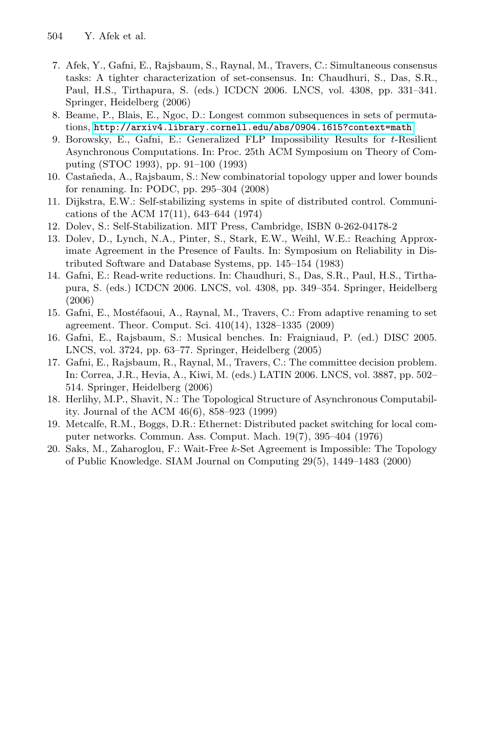7. Afek, Y., Gafni, E., Rajsbaum, S., Raynal, M., Travers, C.: Simultaneous consensus tasks: A tighter characterization of set-consensus. In: Chaudhuri, S., Das, S.R., Paul, H.S., Tirthapura, S. (eds.) ICDCN 2006. LNCS, vol. 4308, pp. 331–341. Springer, Heidelberg (2006)
8. Beame, P., Blais, E., Ngoc, D.: Longest common subsequences in sets of permutations, http://arxiv4.library.cornell.edu/abs/0904.1615?context=math
9. Borowsky, E., Gafni, E.: Generalized FLP Impossibility Results for $t$-Resilient Asynchronous Computations. In: Proc. 25th ACM Symposium on Theory of Computing (STOC 1993), pp. 91–100 (1993)
10. Castañeda, A., Rajsbaum, S.: New combinatorial topology upper and lower bounds for renaming. In: PODC, pp. 295–304 (2008)
11. Dijkstra, E.W.: Self-stabilizing systems in spite of distributed control. Communications of the ACM 17(11), 643–644 (1974)
12. Dolev, S.: Self-Stabilization. MIT Press, Cambridge, ISBN 0-262-04178-2
13. Dolev, D., Lynch, N.A., Pinter, S., Stark, E.W., Weihl, W.E.: Reaching Approximate Agreement in the Presence of Faults. In: Symposium on Reliability in Distributed Software and Database Systems, pp. 145–154 (1983)
14. Gafni, E.: Read-write reductions. In: Chaudhuri, S., Das, S.R., Paul, H.S., Tirthapura, S. (eds.) ICDCN 2006. LNCS, vol. 4308, pp. 349–354. Springer, Heidelberg (2006)
15. Gafni, E., Mostéfaoui, A., Raynal, M., Travers, C.: From adaptive renaming to set agreement. Theor. Comput. Sci. 410(14), 1328–1335 (2009)
16. Gafni, E., Rajsbaum, S.: Musical benches. In: Fraigniaud, P. (ed.) DISC 2005. LNCS, vol. 3724, pp. 63–77. Springer, Heidelberg (2005)
17. Gafni, E., Rajsbaum, R., Raynal, M., Travers, C.: The committee decision problem. In: Correa, J.R., Hevia, A., Kiwi, M. (eds.) LATIN 2006. LNCS, vol. 3887, pp. 502–514. Springer, Heidelberg (2006)
18. Herlihy, M.P., Shavit, N.: The Topological Structure of Asynchronous Computability. Journal of the ACM 46(6), 858–923 (1999)
19. Metcalfe, R.M., Boggs, D.R.: Ethernet: Distributed packet switching for local computer networks. Commun. Ass. Comput. Mach. 19(7), 395–404 (1976)
20. Saks, M., Zaharoglou, F.: Wait-Free $k$-Set Agreement is Impossible: The Topology of Public Knowledge. SIAM Journal on Computing 29(5), 1449–1483 (2000)